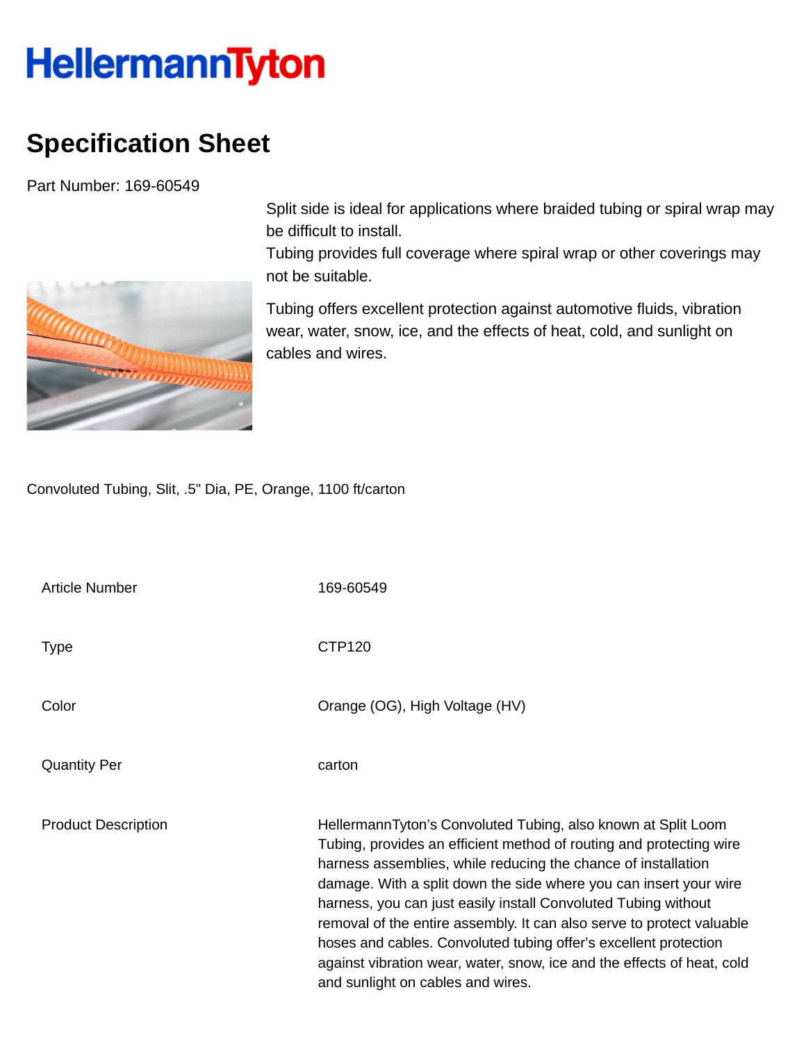HellermannTyton

# Specification Sheet

Part Number: 169-60549

Split side is ideal for applications where braided tubing or spiral wrap may be difficult to install.
Tubing provides full coverage where spiral wrap or other coverings may not be suitable.

Tubing offers excellent protection against automotive fluids, vibration wear, water, snow, ice, and the effects of heat, cold, and sunlight on cables and wires.

Convoluted Tubing, Slit, .5" Dia, PE, Orange, 1100 ft/carton

| | |
|---|---|
| Article Number | 169-60549 |
| Type | CTP120 |
| Color | Orange (OG), High Voltage (HV) |
| Quantity Per | carton |
| Product Description | HellermannTyton's Convoluted Tubing, also known at Split Loom Tubing, provides an efficient method of routing and protecting wire harness assemblies, while reducing the chance of installation damage. With a split down the side where you can insert your wire harness, you can just easily install Convoluted Tubing without removal of the entire assembly. It can also serve to protect valuable hoses and cables. Convoluted tubing offer's excellent protection against vibration wear, water, snow, ice and the effects of heat, cold and sunlight on cables and wires. |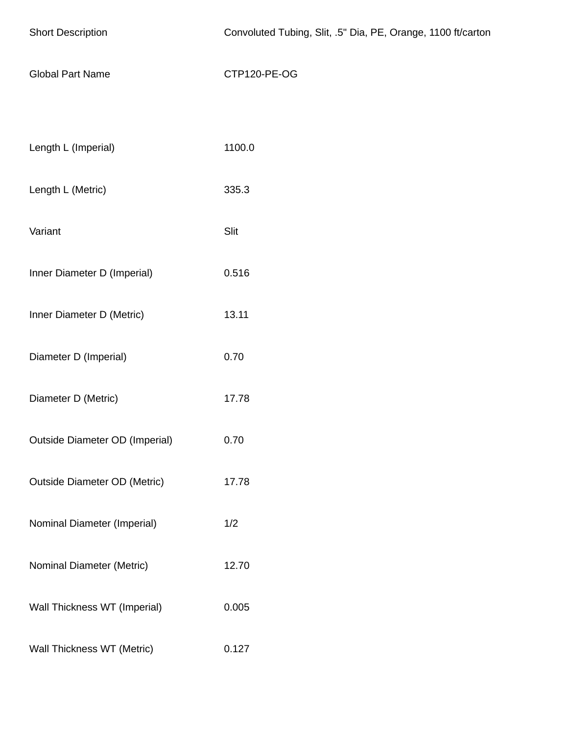| | |
|---|---|
| Short Description | Convoluted Tubing, Slit, .5" Dia, PE, Orange, 1100 ft/carton |
| Global Part Name | CTP120-PE-OG |
| | |
| Length L (Imperial) | 1100.0 |
| Length L (Metric) | 335.3 |
| Variant | Slit |
| Inner Diameter D (Imperial) | 0.516 |
| Inner Diameter D (Metric) | 13.11 |
| Diameter D (Imperial) | 0.70 |
| Diameter D (Metric) | 17.78 |
| Outside Diameter OD (Imperial) | 0.70 |
| Outside Diameter OD (Metric) | 17.78 |
| Nominal Diameter (Imperial) | 1/2 |
| Nominal Diameter (Metric) | 12.70 |
| Wall Thickness WT (Imperial) | 0.005 |
| Wall Thickness WT (Metric) | 0.127 |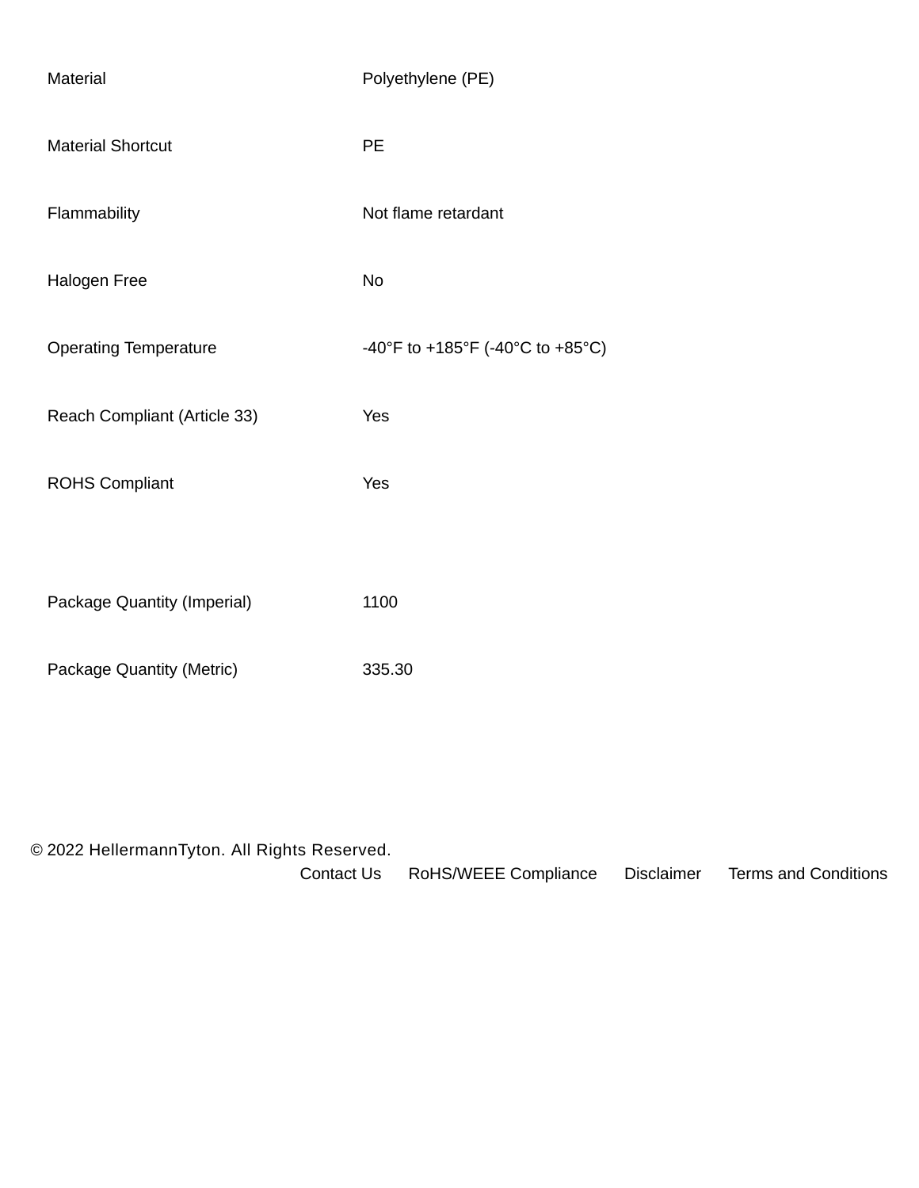| | |
|---|---|
| Material | Polyethylene (PE) |
| Material Shortcut | PE |
| Flammability | Not flame retardant |
| Halogen Free | No |
| Operating Temperature | -40°F to +185°F (-40°C to +85°C) |
| Reach Compliant (Article 33) | Yes |
| ROHS Compliant | Yes |

| | |
|---|---|
| Package Quantity (Imperial) | 1100 |
| Package Quantity (Metric) | 335.30 |

© 2022 HellermannTyton. All Rights Reserved.

Contact Us RoHS/WEEE Compliance Disclaimer Terms and Conditions